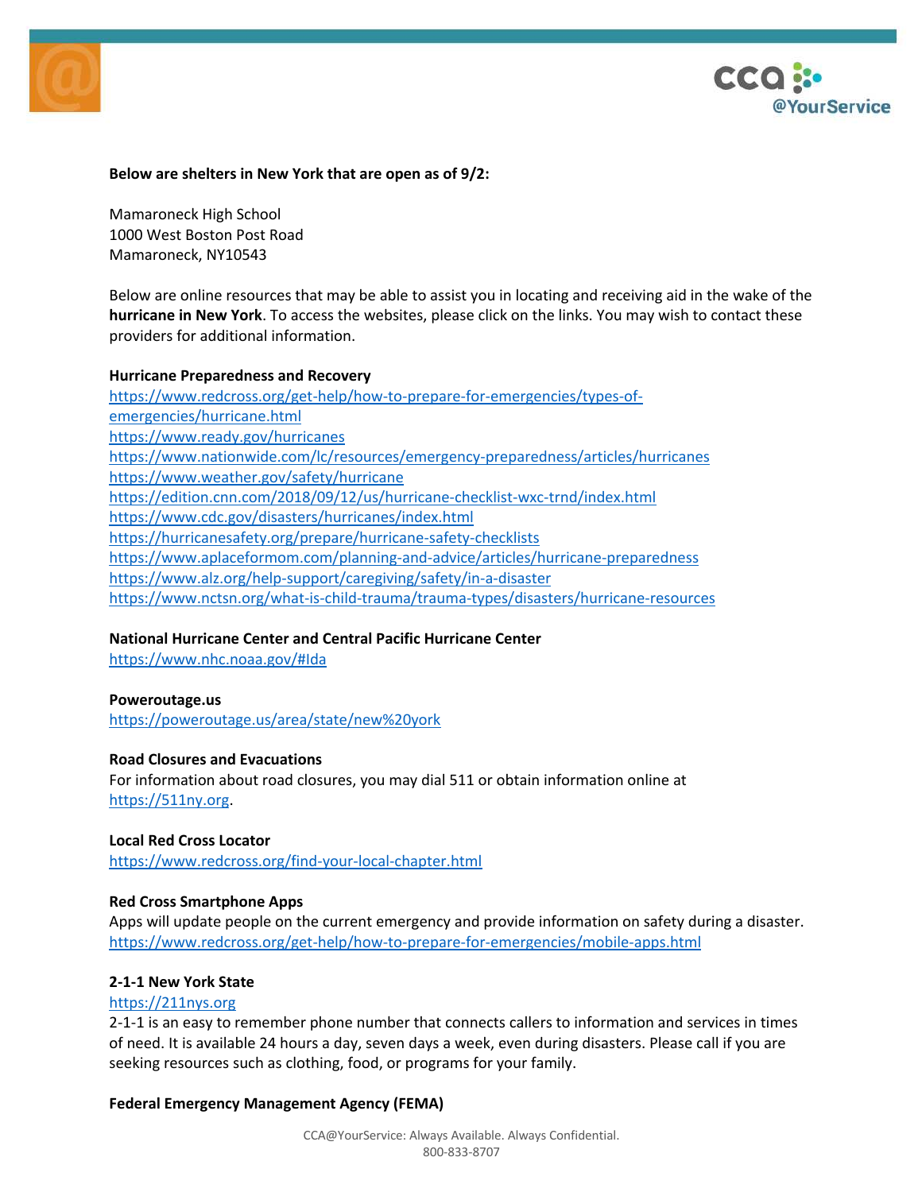**Below are shelters in New York that are open as of 9/2:**

Mamaroneck High School
1000 West Boston Post Road
Mamaroneck, NY10543

Below are online resources that may be able to assist you in locating and receiving aid in the wake of the **hurricane in New York**. To access the websites, please click on the links. You may wish to contact these providers for additional information.

**Hurricane Preparedness and Recovery**
https://www.redcross.org/get-help/how-to-prepare-for-emergencies/types-of-emergencies/hurricane.html
https://www.ready.gov/hurricanes
https://www.nationwide.com/lc/resources/emergency-preparedness/articles/hurricanes
https://www.weather.gov/safety/hurricane
https://edition.cnn.com/2018/09/12/us/hurricane-checklist-wxc-trnd/index.html
https://www.cdc.gov/disasters/hurricanes/index.html
https://hurricanesafety.org/prepare/hurricane-safety-checklists
https://www.aplaceformom.com/planning-and-advice/articles/hurricane-preparedness
https://www.alz.org/help-support/caregiving/safety/in-a-disaster
https://www.nctsn.org/what-is-child-trauma/trauma-types/disasters/hurricane-resources

**National Hurricane Center and Central Pacific Hurricane Center**
https://www.nhc.noaa.gov/#Ida

**Poweroutage.us**
https://poweroutage.us/area/state/new%20york

**Road Closures and Evacuations**
For information about road closures, you may dial 511 or obtain information online at https://511ny.org.

**Local Red Cross Locator**
https://www.redcross.org/find-your-local-chapter.html

**Red Cross Smartphone Apps**
Apps will update people on the current emergency and provide information on safety during a disaster.
https://www.redcross.org/get-help/how-to-prepare-for-emergencies/mobile-apps.html

**2-1-1 New York State**
https://211nys.org
2-1-1 is an easy to remember phone number that connects callers to information and services in times of need. It is available 24 hours a day, seven days a week, even during disasters. Please call if you are seeking resources such as clothing, food, or programs for your family.

**Federal Emergency Management Agency (FEMA)**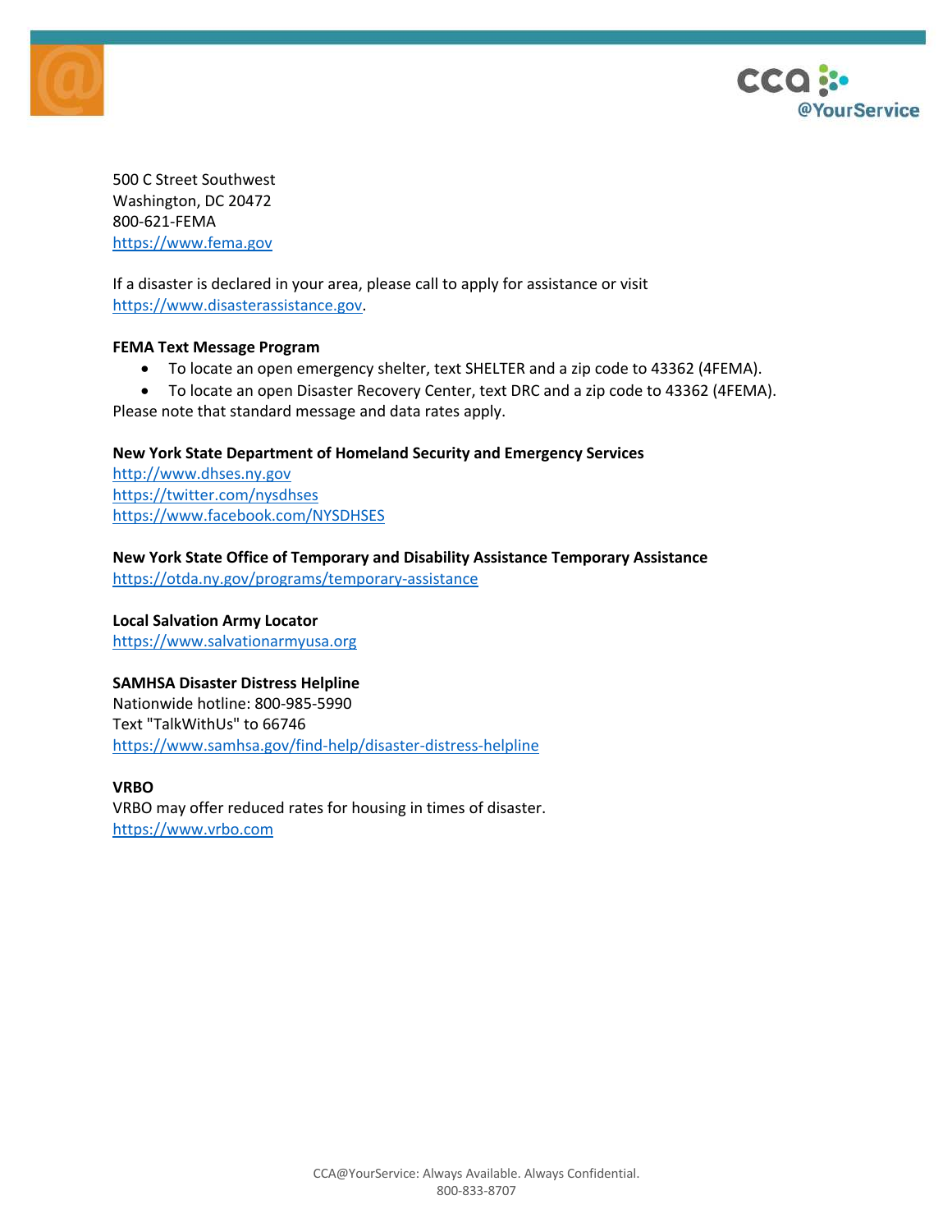500 C Street Southwest
Washington, DC 20472
800-621-FEMA
https://www.fema.gov

If a disaster is declared in your area, please call to apply for assistance or visit https://www.disasterassistance.gov.

**FEMA Text Message Program**

- To locate an open emergency shelter, text SHELTER and a zip code to 43362 (4FEMA).
- To locate an open Disaster Recovery Center, text DRC and a zip code to 43362 (4FEMA).

Please note that standard message and data rates apply.

**New York State Department of Homeland Security and Emergency Services**
http://www.dhses.ny.gov
https://twitter.com/nysdhses
https://www.facebook.com/NYSDHSES

**New York State Office of Temporary and Disability Assistance Temporary Assistance**
https://otda.ny.gov/programs/temporary-assistance

**Local Salvation Army Locator**
https://www.salvationarmyusa.org

**SAMHSA Disaster Distress Helpline**
Nationwide hotline: 800-985-5990
Text "TalkWithUs" to 66746
https://www.samhsa.gov/find-help/disaster-distress-helpline

**VRBO**
VRBO may offer reduced rates for housing in times of disaster.
https://www.vrbo.com